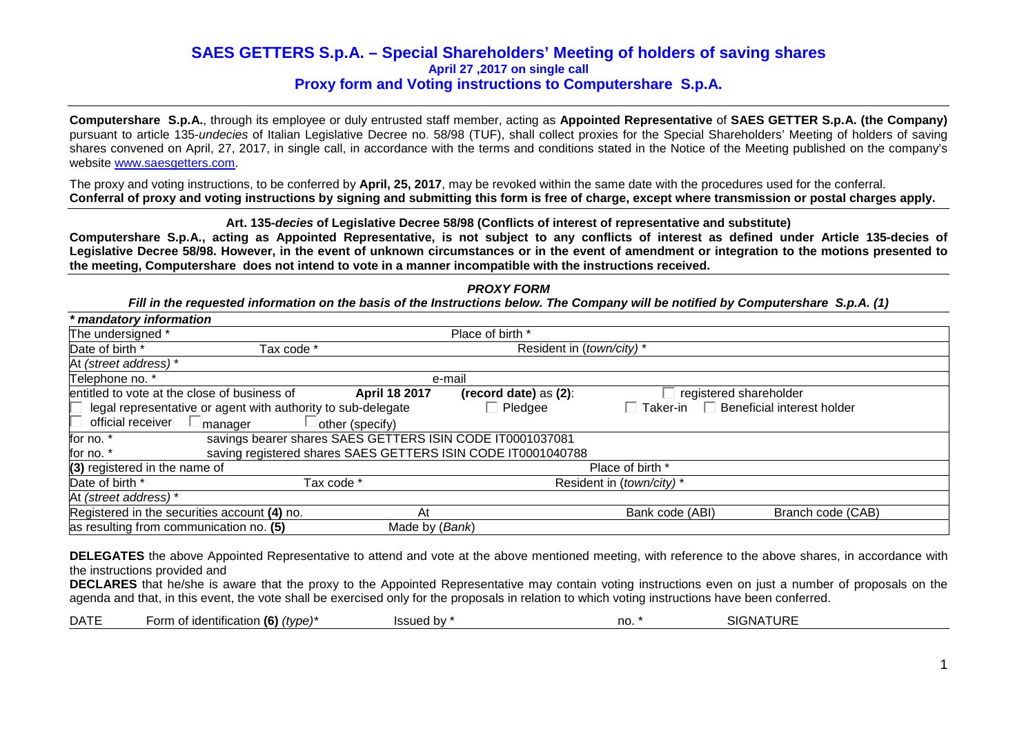# SAES GETTERS S.p.A. – Special Shareholders' Meeting of holders of saving shares

**April 27 ,2017 on single call**

**Proxy form and Voting instructions to Computershare S.p.A.**

**Computershare S.p.A.**, through its employee or duly entrusted staff member, acting as **Appointed Representative** of **SAES GETTER S.p.A. (the Company)** pursuant to article 135-*undecies* of Italian Legislative Decree no. 58/98 (TUF), shall collect proxies for the Special Shareholders' Meeting of holders of saving shares convened on April, 27, 2017, in single call, in accordance with the terms and conditions stated in the Notice of the Meeting published on the company's website www.saesgetters.com.

The proxy and voting instructions, to be conferred by **April, 25, 2017**, may be revoked within the same date with the procedures used for the conferral.
**Conferral of proxy and voting instructions by signing and submitting this form is free of charge, except where transmission or postal charges apply.**

**Art. 135-*decies* of Legislative Decree 58/98 (Conflicts of interest of representative and substitute)**

**Computershare S.p.A., acting as Appointed Representative, is not subject to any conflicts of interest as defined under Article 135-decies of Legislative Decree 58/98. However, in the event of unknown circumstances or in the event of amendment or integration to the motions presented to the meeting, Computershare does not intend to vote in a manner incompatible with the instructions received.**

***PROXY FORM***

***Fill in the requested information on the basis of the Instructions below. The Company will be notified by Computershare S.p.A. (1)***

***\* mandatory information***

| | | | |
|---|---|---|---|
| The undersigned * | | Place of birth * | |
| Date of birth * | Tax code * | Resident in (*town/city*) * | |
| At (*street address*) * | | | |
| Telephone no. * | | e-mail | |
| entitled to vote at the close of business of **April 18 2017** | **(record date)** as **(2)**: | ☐ registered shareholder | |
| ☐ legal representative or agent with authority to sub-delegate | ☐ Pledgee | ☐ Taker-in | ☐ Beneficial interest holder |
| ☐ official receiver ☐ manager ☐ other (specify) | | | |
| for no. * | savings bearer shares SAES GETTERS ISIN CODE IT0001037081 | | |
| for no. * | saving registered shares SAES GETTERS ISIN CODE IT0001040788 | | |
| **(3)** registered in the name of | | Place of birth * | |
| Date of birth * | Tax code * | Resident in (*town/city*) * | |
| At (*street address*) * | | | |
| Registered in the securities account **(4)** no. | At | Bank code (ABI) | Branch code (CAB) |
| as resulting from communication no. **(5)** | Made by (*Bank*) | | |

**DELEGATES** the above Appointed Representative to attend and vote at the above mentioned meeting, with reference to the above shares, in accordance with the instructions provided and

**DECLARES** that he/she is aware that the proxy to the Appointed Representative may contain voting instructions even on just a number of proposals on the agenda and that, in this event, the vote shall be exercised only for the proposals in relation to which voting instructions have been conferred.

| DATE | Form of identification **(6)** *(type)** | Issued by * | no. * | SIGNATURE |
|---|---|---|---|---|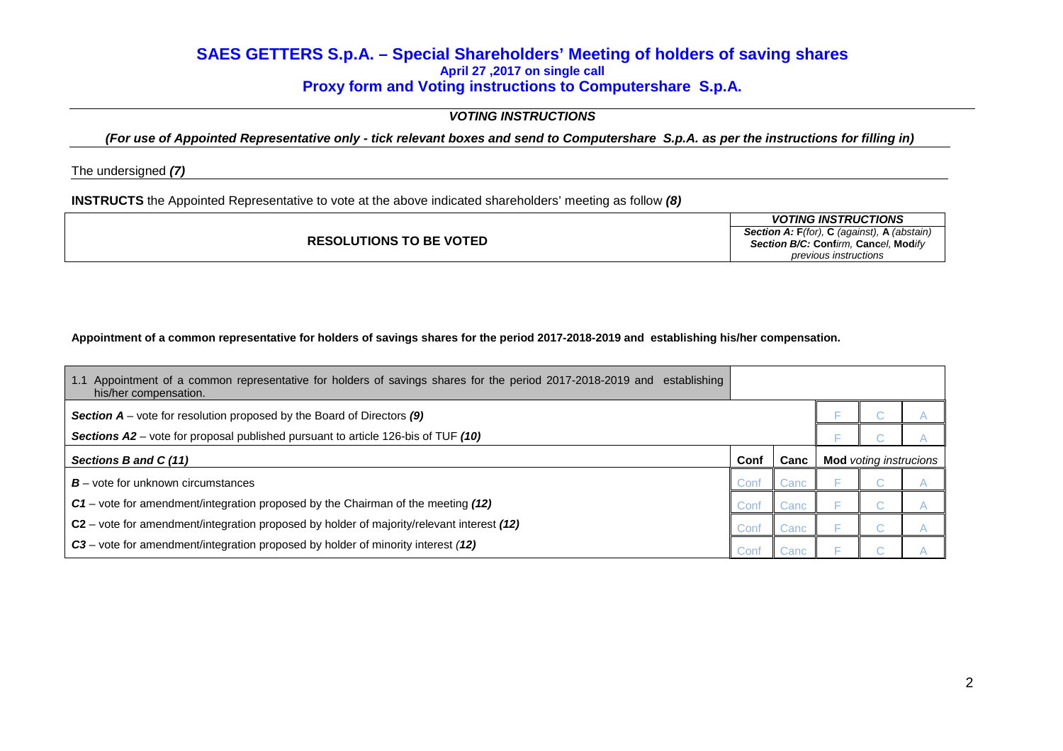# SAES GETTERS S.p.A. – Special Shareholders' Meeting of holders of saving shares

**April 27 ,2017 on single call**

## Proxy form and Voting instructions to Computershare S.p.A.

***VOTING INSTRUCTIONS***

***(For use of Appointed Representative only - tick relevant boxes and send to Computershare S.p.A. as per the instructions for filling in)***

The undersigned ***(7)***

**INSTRUCTS** the Appointed Representative to vote at the above indicated shareholders' meeting as follow ***(8)***

| RESOLUTIONS TO BE VOTED | ***VOTING INSTRUCTIONS*** *Section A:* **F***(for),* **C** *(against),* **A** *(abstain)* *Section B/C:* **Conf***irm,* **Canc***el,* **Mod***ify previous instructions* |
|---|---|

**Appointment of a common representative for holders of savings shares for the period 2017-2018-2019 and establishing his/her compensation.**

| 1.1 Appointment of a common representative for holders of savings shares for the period 2017-2018-2019 and establishing his/her compensation. | | | | | |
|---|---|---|---|---|---|
| ***Section A*** – vote for resolution proposed by the Board of Directors ***(9)*** | | | F | C | A |
| ***Sections A2*** – vote for proposal published pursuant to article 126-bis of TUF ***(10)*** | | | F | C | A |
| ***Sections B and C (11)*** | **Conf** | **Canc** | **Mod** *voting instrucions* | | |
| ***B*** – vote for unknown circumstances | Conf | Canc | F | C | A |
| ***C1*** – vote for amendment/integration proposed by the Chairman of the meeting ***(12)*** | Conf | Canc | F | C | A |
| **C2** – vote for amendment/integration proposed by holder of majority/relevant interest ***(12)*** | Conf | Canc | F | C | A |
| ***C3*** – vote for amendment/integration proposed by holder of minority interest ***(12)*** | Conf | Canc | F | C | A |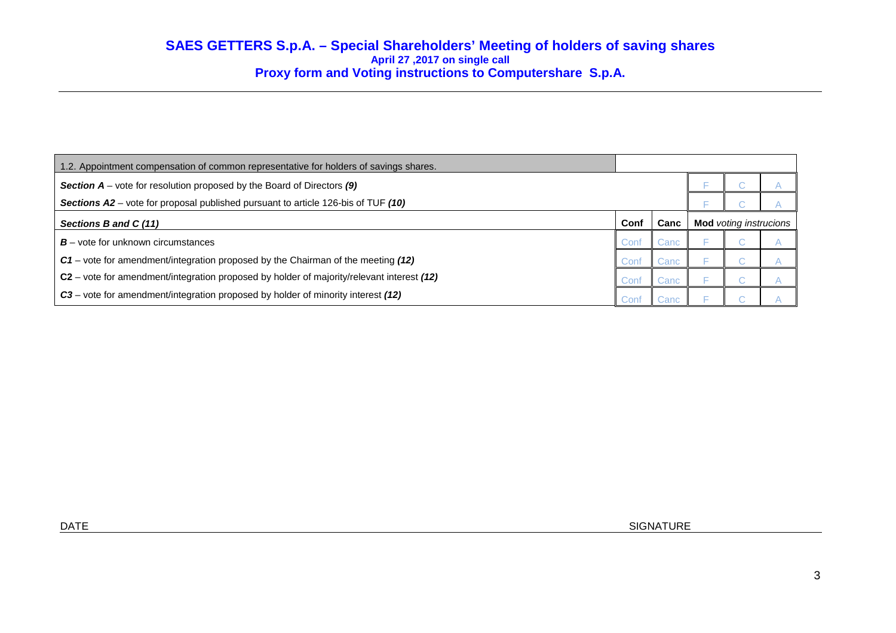## SAES GETTERS S.p.A. – Special Shareholders' Meeting of holders of saving shares

**April 27 ,2017 on single call**

**Proxy form and Voting instructions to Computershare S.p.A.**

| 1.2. Appointment compensation of common representative for holders of savings shares. | | | | | |
|---|---|---|---|---|---|
| ***Section A*** – vote for resolution proposed by the Board of Directors ***(9)*** | | | F | C | A |
| ***Sections A2*** – vote for proposal published pursuant to article 126-bis of TUF ***(10)*** | | | F | C | A |
| ***Sections B and C (11)*** | **Conf** | **Canc** | **Mod** *voting instrucions* | | |
| ***B*** – vote for unknown circumstances | Conf | Canc | F | C | A |
| ***C1*** – vote for amendment/integration proposed by the Chairman of the meeting ***(12)*** | Conf | Canc | F | C | A |
| **C2** – vote for amendment/integration proposed by holder of majority/relevant interest ***(12)*** | Conf | Canc | F | C | A |
| ***C3*** – vote for amendment/integration proposed by holder of minority interest ***(12)*** | Conf | Canc | F | C | A |

DATE SIGNATURE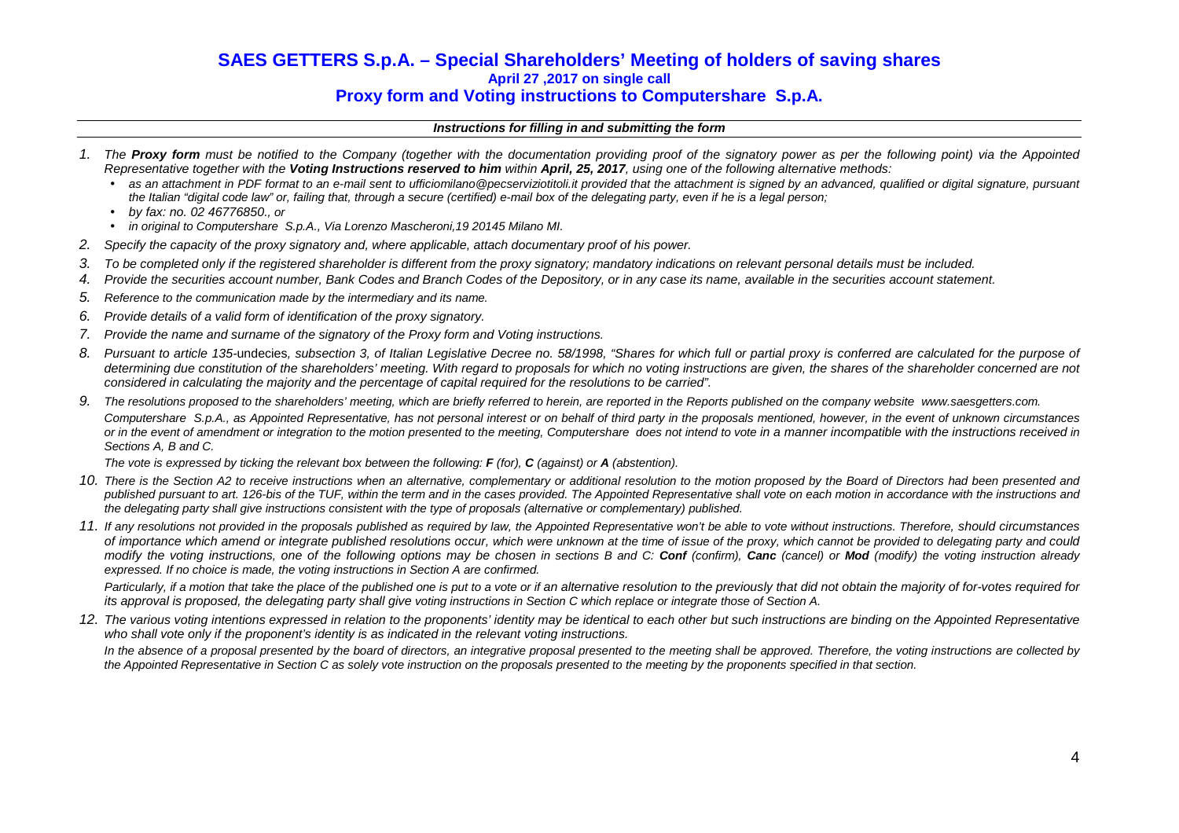# SAES GETTERS S.p.A. – Special Shareholders' Meeting of holders of saving shares

**April 27 ,2017 on single call**

## Proxy form and Voting instructions to Computershare S.p.A.

***Instructions for filling in and submitting the form***

1. *The **Proxy form** must be notified to the Company (together with the documentation providing proof of the signatory power as per the following point) via the Appointed Representative together with the **Voting Instructions reserved to him** within **April, 25, 2017**, using one of the following alternative methods:*
   - *as an attachment in PDF format to an e-mail sent to ufficiomilano@pecserviziotitoli.it provided that the attachment is signed by an advanced, qualified or digital signature, pursuant the Italian "digital code law" or, failing that, through a secure (certified) e-mail box of the delegating party, even if he is a legal person;*
   - *by fax: no. 02 46776850., or*
   - *in original to Computershare S.p.A., Via Lorenzo Mascheroni,19 20145 Milano MI.*
2. *Specify the capacity of the proxy signatory and, where applicable, attach documentary proof of his power.*
3. *To be completed only if the registered shareholder is different from the proxy signatory; mandatory indications on relevant personal details must be included.*
4. *Provide the securities account number, Bank Codes and Branch Codes of the Depository, or in any case its name, available in the securities account statement.*
5. *Reference to the communication made by the intermediary and its name.*
6. *Provide details of a valid form of identification of the proxy signatory.*
7. *Provide the name and surname of the signatory of the Proxy form and Voting instructions.*
8. *Pursuant to article 135-*undecies*, subsection 3, of Italian Legislative Decree no. 58/1998, "Shares for which full or partial proxy is conferred are calculated for the purpose of determining due constitution of the shareholders' meeting. With regard to proposals for which no voting instructions are given, the shares of the shareholder concerned are not considered in calculating the majority and the percentage of capital required for the resolutions to be carried".*
9. *The resolutions proposed to the shareholders' meeting, which are briefly referred to herein, are reported in the Reports published on the company website www.saesgetters.com.*

   *Computershare S.p.A., as Appointed Representative, has not personal interest or on behalf of third party in the proposals mentioned, however, in the event of unknown circumstances or in the event of amendment or integration to the motion presented to the meeting, Computershare does not intend to vote in a manner incompatible with the instructions received in Sections A, B and C.*

   *The vote is expressed by ticking the relevant box between the following: **F** (for), **C** (against) or **A** (abstention).*
10. *There is the Section A2 to receive instructions when an alternative, complementary or additional resolution to the motion proposed by the Board of Directors had been presented and published pursuant to art. 126-bis of the TUF, within the term and in the cases provided. The Appointed Representative shall vote on each motion in accordance with the instructions and the delegating party shall give instructions consistent with the type of proposals (alternative or complementary) published.*
11. *If any resolutions not provided in the proposals published as required by law, the Appointed Representative won't be able to vote without instructions. Therefore, should circumstances of importance which amend or integrate published resolutions occur, which were unknown at the time of issue of the proxy, which cannot be provided to delegating party and could modify the voting instructions, one of the following options may be chosen in sections B and C: **Conf** (confirm), **Canc** (cancel) or **Mod** (modify) the voting instruction already expressed. If no choice is made, the voting instructions in Section A are confirmed.*

    *Particularly, if a motion that take the place of the published one is put to a vote or if an alternative resolution to the previously that did not obtain the majority of for-votes required for its approval is proposed, the delegating party shall give voting instructions in Section C which replace or integrate those of Section A.*
12. *The various voting intentions expressed in relation to the proponents' identity may be identical to each other but such instructions are binding on the Appointed Representative who shall vote only if the proponent's identity is as indicated in the relevant voting instructions.*

    *In the absence of a proposal presented by the board of directors, an integrative proposal presented to the meeting shall be approved. Therefore, the voting instructions are collected by the Appointed Representative in Section C as solely vote instruction on the proposals presented to the meeting by the proponents specified in that section.*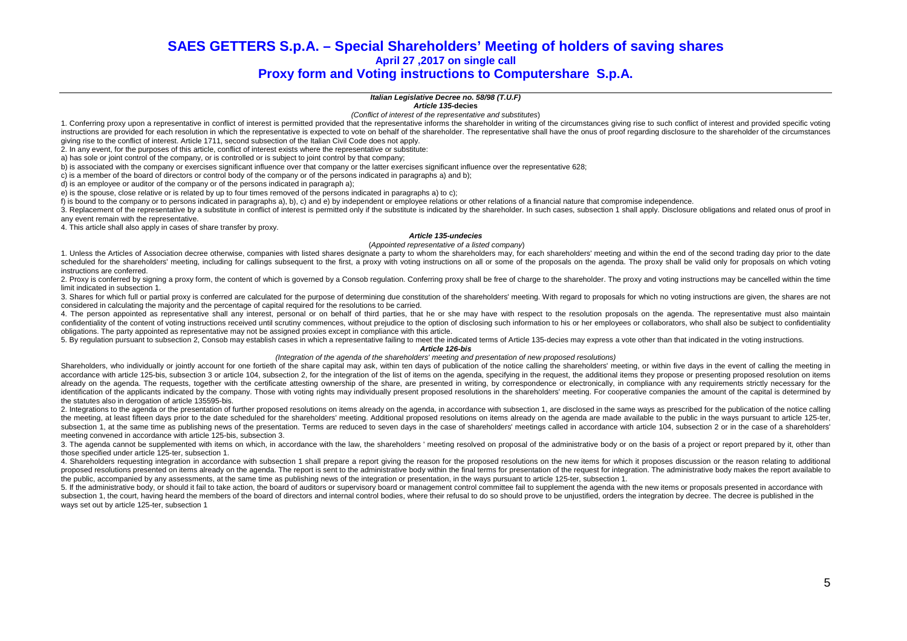# SAES GETTERS S.p.A. – Special Shareholders' Meeting of holders of saving shares

## April 27 ,2017 on single call

## Proxy form and Voting instructions to Computershare S.p.A.

***Italian Legislative Decree no. 58/98 (T.U.F)***

***Article 135-*decies**

*(Conflict of interest of the representative and substitutes)*

1. Conferring proxy upon a representative in conflict of interest is permitted provided that the representative informs the shareholder in writing of the circumstances giving rise to such conflict of interest and provided specific voting instructions are provided for each resolution in which the representative is expected to vote on behalf of the shareholder. The representative shall have the onus of proof regarding disclosure to the shareholder of the circumstances giving rise to the conflict of interest. Article 1711, second subsection of the Italian Civil Code does not apply.

2. In any event, for the purposes of this article, conflict of interest exists where the representative or substitute:

a) has sole or joint control of the company, or is controlled or is subject to joint control by that company;

b) is associated with the company or exercises significant influence over that company or the latter exercises significant influence over the representative 628;

c) is a member of the board of directors or control body of the company or of the persons indicated in paragraphs a) and b);

d) is an employee or auditor of the company or of the persons indicated in paragraph a);

e) is the spouse, close relative or is related by up to four times removed of the persons indicated in paragraphs a) to c);

f) is bound to the company or to persons indicated in paragraphs a), b), c) and e) by independent or employee relations or other relations of a financial nature that compromise independence.

3. Replacement of the representative by a substitute in conflict of interest is permitted only if the substitute is indicated by the shareholder. In such cases, subsection 1 shall apply. Disclosure obligations and related onus of proof in any event remain with the representative.

4. This article shall also apply in cases of share transfer by proxy.

***Article 135-undecies***

(*Appointed representative of a listed company*)

1. Unless the Articles of Association decree otherwise, companies with listed shares designate a party to whom the shareholders may, for each shareholders' meeting and within the end of the second trading day prior to the date scheduled for the shareholders' meeting, including for callings subsequent to the first, a proxy with voting instructions on all or some of the proposals on the agenda. The proxy shall be valid only for proposals on which voting instructions are conferred.

2. Proxy is conferred by signing a proxy form, the content of which is governed by a Consob regulation. Conferring proxy shall be free of charge to the shareholder. The proxy and voting instructions may be cancelled within the time limit indicated in subsection 1.

3. Shares for which full or partial proxy is conferred are calculated for the purpose of determining due constitution of the shareholders' meeting. With regard to proposals for which no voting instructions are given, the shares are not considered in calculating the majority and the percentage of capital required for the resolutions to be carried.

4. The person appointed as representative shall any interest, personal or on behalf of third parties, that he or she may have with respect to the resolution proposals on the agenda. The representative must also maintain confidentiality of the content of voting instructions received until scrutiny commences, without prejudice to the option of disclosing such information to his or her employees or collaborators, who shall also be subject to confidentiality obligations. The party appointed as representative may not be assigned proxies except in compliance with this article.

5. By regulation pursuant to subsection 2, Consob may establish cases in which a representative failing to meet the indicated terms of Article 135-decies may express a vote other than that indicated in the voting instructions.

***Article 126-bis***

*(Integration of the agenda of the shareholders' meeting and presentation of new proposed resolutions)*

Shareholders, who individually or jointly account for one fortieth of the share capital may ask, within ten days of publication of the notice calling the shareholders' meeting, or within five days in the event of calling the meeting in accordance with article 125-bis, subsection 3 or article 104, subsection 2, for the integration of the list of items on the agenda, specifying in the request, the additional items they propose or presenting proposed resolution on items already on the agenda. The requests, together with the certificate attesting ownership of the share, are presented in writing, by correspondence or electronically, in compliance with any requirements strictly necessary for the identification of the applicants indicated by the company. Those with voting rights may individually present proposed resolutions in the shareholders' meeting. For cooperative companies the amount of the capital is determined by the statutes also in derogation of article 135595-bis.

2. Integrations to the agenda or the presentation of further proposed resolutions on items already on the agenda, in accordance with subsection 1, are disclosed in the same ways as prescribed for the publication of the notice calling the meeting, at least fifteen days prior to the date scheduled for the shareholders' meeting. Additional proposed resolutions on items already on the agenda are made available to the public in the ways pursuant to article 125-ter, subsection 1, at the same time as publishing news of the presentation. Terms are reduced to seven days in the case of shareholders' meetings called in accordance with article 104, subsection 2 or in the case of a shareholders' meeting convened in accordance with article 125-bis, subsection 3.

3. The agenda cannot be supplemented with items on which, in accordance with the law, the shareholders ' meeting resolved on proposal of the administrative body or on the basis of a project or report prepared by it, other than those specified under article 125-ter, subsection 1.

4. Shareholders requesting integration in accordance with subsection 1 shall prepare a report giving the reason for the proposed resolutions on the new items for which it proposes discussion or the reason relating to additional proposed resolutions presented on items already on the agenda. The report is sent to the administrative body within the final terms for presentation of the request for integration. The administrative body makes the report available to the public, accompanied by any assessments, at the same time as publishing news of the integration or presentation, in the ways pursuant to article 125-ter, subsection 1.

5. If the administrative body, or should it fail to take action, the board of auditors or supervisory board or management control committee fail to supplement the agenda with the new items or proposals presented in accordance with subsection 1, the court, having heard the members of the board of directors and internal control bodies, where their refusal to do so should prove to be unjustified, orders the integration by decree. The decree is published in the ways set out by article 125-ter, subsection 1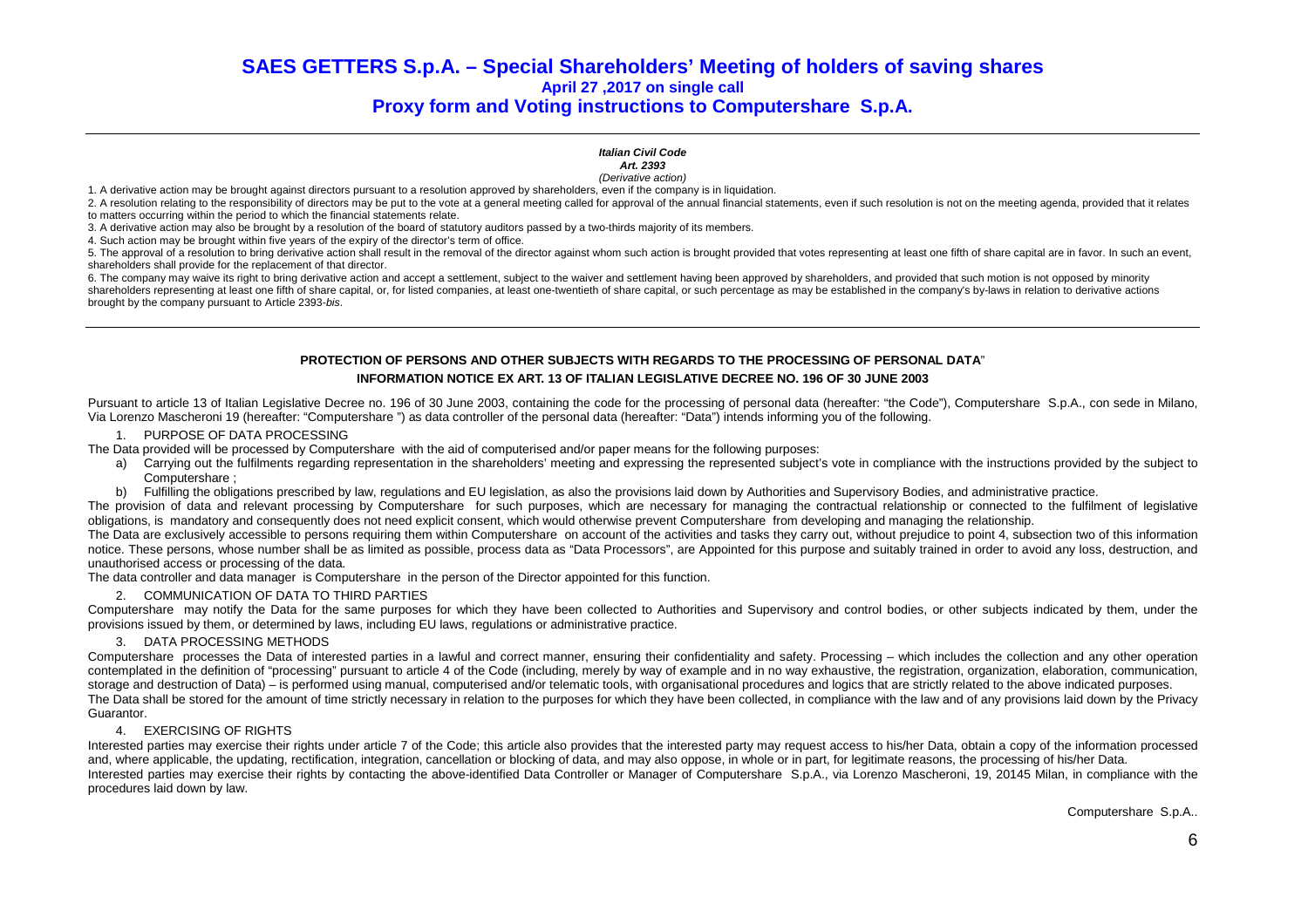# SAES GETTERS S.p.A. – Special Shareholders' Meeting of holders of saving shares

**April 27 ,2017 on single call**

**Proxy form and Voting instructions to Computershare S.p.A.**

***Italian Civil Code***
***Art. 2393***
*(Derivative action)*

1. A derivative action may be brought against directors pursuant to a resolution approved by shareholders, even if the company is in liquidation.

2. A resolution relating to the responsibility of directors may be put to the vote at a general meeting called for approval of the annual financial statements, even if such resolution is not on the meeting agenda, provided that it relates to matters occurring within the period to which the financial statements relate.

3. A derivative action may also be brought by a resolution of the board of statutory auditors passed by a two-thirds majority of its members.

4. Such action may be brought within five years of the expiry of the director's term of office.

5. The approval of a resolution to bring derivative action shall result in the removal of the director against whom such action is brought provided that votes representing at least one fifth of share capital are in favor. In such an event, shareholders shall provide for the replacement of that director.

6. The company may waive its right to bring derivative action and accept a settlement, subject to the waiver and settlement having been approved by shareholders, and provided that such motion is not opposed by minority shareholders representing at least one fifth of share capital, or, for listed companies, at least one-twentieth of share capital, or such percentage as may be established in the company's by-laws in relation to derivative actions brought by the company pursuant to Article 2393-*bis*.

---

**PROTECTION OF PERSONS AND OTHER SUBJECTS WITH REGARDS TO THE PROCESSING OF PERSONAL DATA"**

**INFORMATION NOTICE EX ART. 13 OF ITALIAN LEGISLATIVE DECREE NO. 196 OF 30 JUNE 2003**

Pursuant to article 13 of Italian Legislative Decree no. 196 of 30 June 2003, containing the code for the processing of personal data (hereafter: "the Code"), Computershare S.p.A., con sede in Milano, Via Lorenzo Mascheroni 19 (hereafter: "Computershare ") as data controller of the personal data (hereafter: "Data") intends informing you of the following.

1. PURPOSE OF DATA PROCESSING

The Data provided will be processed by Computershare with the aid of computerised and/or paper means for the following purposes:

a) Carrying out the fulfilments regarding representation in the shareholders' meeting and expressing the represented subject's vote in compliance with the instructions provided by the subject to Computershare ;

b) Fulfilling the obligations prescribed by law, regulations and EU legislation, as also the provisions laid down by Authorities and Supervisory Bodies, and administrative practice.

The provision of data and relevant processing by Computershare for such purposes, which are necessary for managing the contractual relationship or connected to the fulfilment of legislative obligations, is mandatory and consequently does not need explicit consent, which would otherwise prevent Computershare from developing and managing the relationship.

The Data are exclusively accessible to persons requiring them within Computershare on account of the activities and tasks they carry out, without prejudice to point 4, subsection two of this information notice. These persons, whose number shall be as limited as possible, process data as "Data Processors", are Appointed for this purpose and suitably trained in order to avoid any loss, destruction, and unauthorised access or processing of the data.

The data controller and data manager is Computershare in the person of the Director appointed for this function.

2. COMMUNICATION OF DATA TO THIRD PARTIES

Computershare may notify the Data for the same purposes for which they have been collected to Authorities and Supervisory and control bodies, or other subjects indicated by them, under the provisions issued by them, or determined by laws, including EU laws, regulations or administrative practice.

3. DATA PROCESSING METHODS

Computershare processes the Data of interested parties in a lawful and correct manner, ensuring their confidentiality and safety. Processing – which includes the collection and any other operation contemplated in the definition of "processing" pursuant to article 4 of the Code (including, merely by way of example and in no way exhaustive, the registration, organization, elaboration, communication, storage and destruction of Data) – is performed using manual, computerised and/or telematic tools, with organisational procedures and logics that are strictly related to the above indicated purposes.

The Data shall be stored for the amount of time strictly necessary in relation to the purposes for which they have been collected, in compliance with the law and of any provisions laid down by the Privacy Guarantor.

4. EXERCISING OF RIGHTS

Interested parties may exercise their rights under article 7 of the Code; this article also provides that the interested party may request access to his/her Data, obtain a copy of the information processed and, where applicable, the updating, rectification, integration, cancellation or blocking of data, and may also oppose, in whole or in part, for legitimate reasons, the processing of his/her Data.

Interested parties may exercise their rights by contacting the above-identified Data Controller or Manager of Computershare S.p.A., via Lorenzo Mascheroni, 19, 20145 Milan, in compliance with the procedures laid down by law.

Computershare S.p.A..